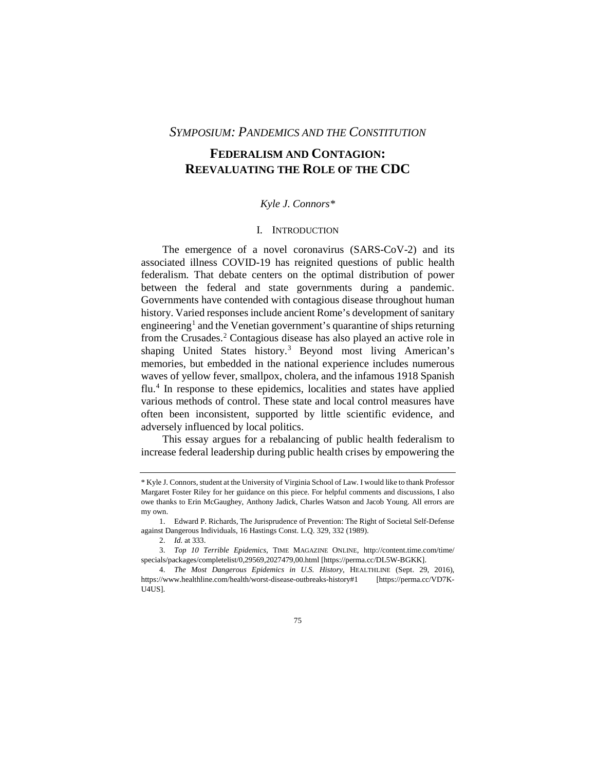*SYMPOSIUM: PANDEMICS AND THE CONSTITUTION*

# FEDERALISM AND CONTAGION: REEVALUATING THE ROLE OF THE CDC

*Kyle J. Connors\**

## I. INTRODUCTION

The emergence of a novel coronavirus (SARS-CoV-2) and its associated illness COVID-19 has reignited questions of public health federalism. That debate centers on the optimal distribution of power between the federal and state governments during a pandemic. Governments have contended with contagious disease throughout human history. Varied responses include ancient Rome's development of sanitary engineering[1] and the Venetian government's quarantine of ships returning from the Crusades.[2] Contagious disease has also played an active role in shaping United States history.[3] Beyond most living American's memories, but embedded in the national experience includes numerous waves of yellow fever, smallpox, cholera, and the infamous 1918 Spanish flu.[4] In response to these epidemics, localities and states have applied various methods of control. These state and local control measures have often been inconsistent, supported by little scientific evidence, and adversely influenced by local politics.

This essay argues for a rebalancing of public health federalism to increase federal leadership during public health crises by empowering the

---

\* Kyle J. Connors, student at the University of Virginia School of Law. I would like to thank Professor Margaret Foster Riley for her guidance on this piece. For helpful comments and discussions, I also owe thanks to Erin McGaughey, Anthony Jadick, Charles Watson and Jacob Young. All errors are my own.

1. Edward P. Richards, The Jurisprudence of Prevention: The Right of Societal Self-Defense against Dangerous Individuals, 16 Hastings Const. L.Q. 329, 332 (1989).

2. *Id.* at 333.

3. *Top 10 Terrible Epidemics*, TIME MAGAZINE ONLINE, http://content.time.com/time/specials/packages/completelist/0,29569,2027479,00.html [https://perma.cc/DL5W-BGKK].

4. *The Most Dangerous Epidemics in U.S. History*, HEALTHLINE (Sept. 29, 2016), https://www.healthline.com/health/worst-disease-outbreaks-history#1 [https://perma.cc/VD7K-U4US].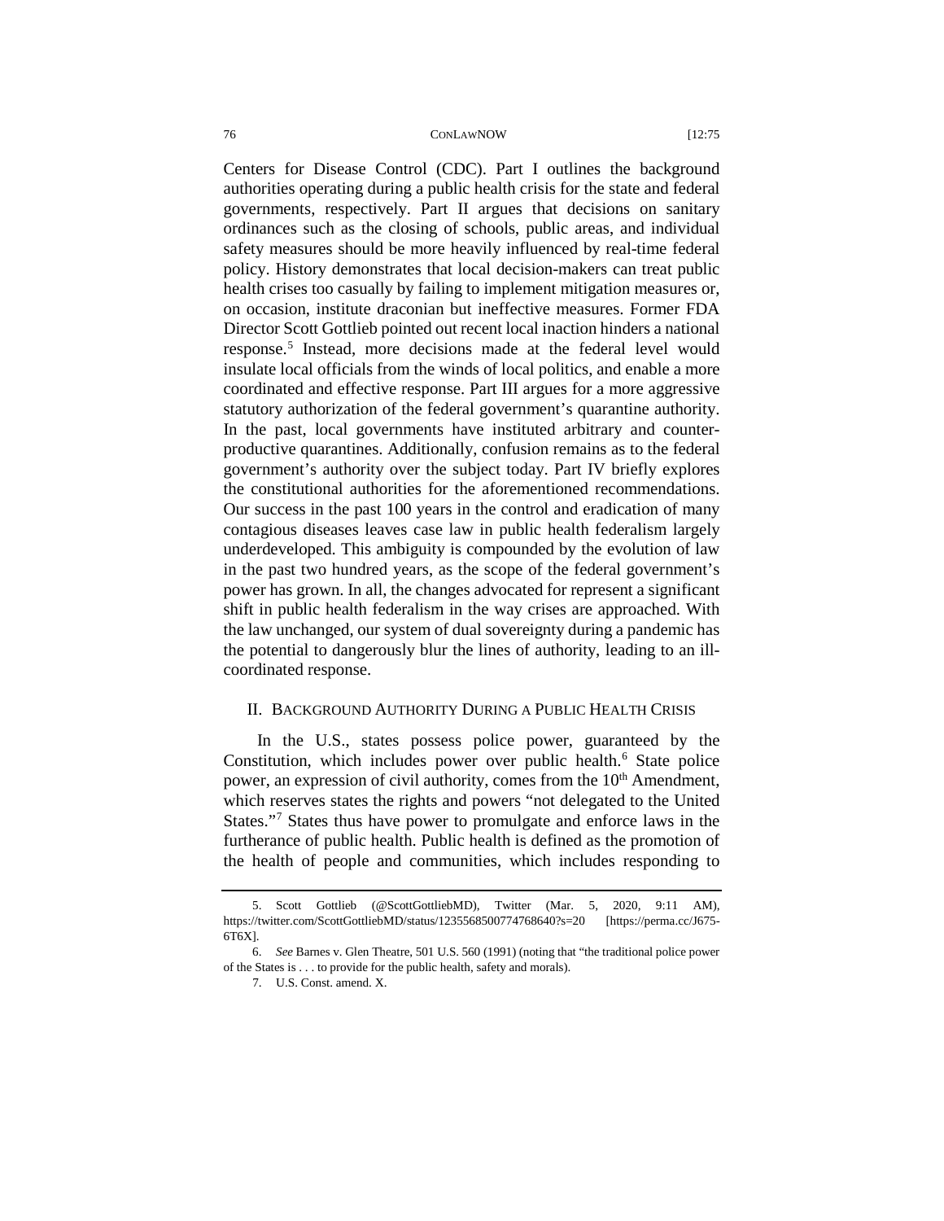Centers for Disease Control (CDC). Part I outlines the background authorities operating during a public health crisis for the state and federal governments, respectively. Part II argues that decisions on sanitary ordinances such as the closing of schools, public areas, and individual safety measures should be more heavily influenced by real-time federal policy. History demonstrates that local decision-makers can treat public health crises too casually by failing to implement mitigation measures or, on occasion, institute draconian but ineffective measures. Former FDA Director Scott Gottlieb pointed out recent local inaction hinders a national response.[5] Instead, more decisions made at the federal level would insulate local officials from the winds of local politics, and enable a more coordinated and effective response. Part III argues for a more aggressive statutory authorization of the federal government's quarantine authority. In the past, local governments have instituted arbitrary and counter-productive quarantines. Additionally, confusion remains as to the federal government's authority over the subject today. Part IV briefly explores the constitutional authorities for the aforementioned recommendations. Our success in the past 100 years in the control and eradication of many contagious diseases leaves case law in public health federalism largely underdeveloped. This ambiguity is compounded by the evolution of law in the past two hundred years, as the scope of the federal government's power has grown. In all, the changes advocated for represent a significant shift in public health federalism in the way crises are approached. With the law unchanged, our system of dual sovereignty during a pandemic has the potential to dangerously blur the lines of authority, leading to an ill-coordinated response.

## II. Background Authority During a Public Health Crisis

In the U.S., states possess police power, guaranteed by the Constitution, which includes power over public health.[6] State police power, an expression of civil authority, comes from the 10th Amendment, which reserves states the rights and powers "not delegated to the United States."[7] States thus have power to promulgate and enforce laws in the furtherance of public health. Public health is defined as the promotion of the health of people and communities, which includes responding to

---

5. Scott Gottlieb (@ScottGottliebMD), Twitter (Mar. 5, 2020, 9:11 AM), https://twitter.com/ScottGottliebMD/status/1235568500774768640?s=20 [https://perma.cc/J675-6T6X].

6. *See* Barnes v. Glen Theatre, 501 U.S. 560 (1991) (noting that "the traditional police power of the States is . . . to provide for the public health, safety and morals).

7. U.S. Const. amend. X.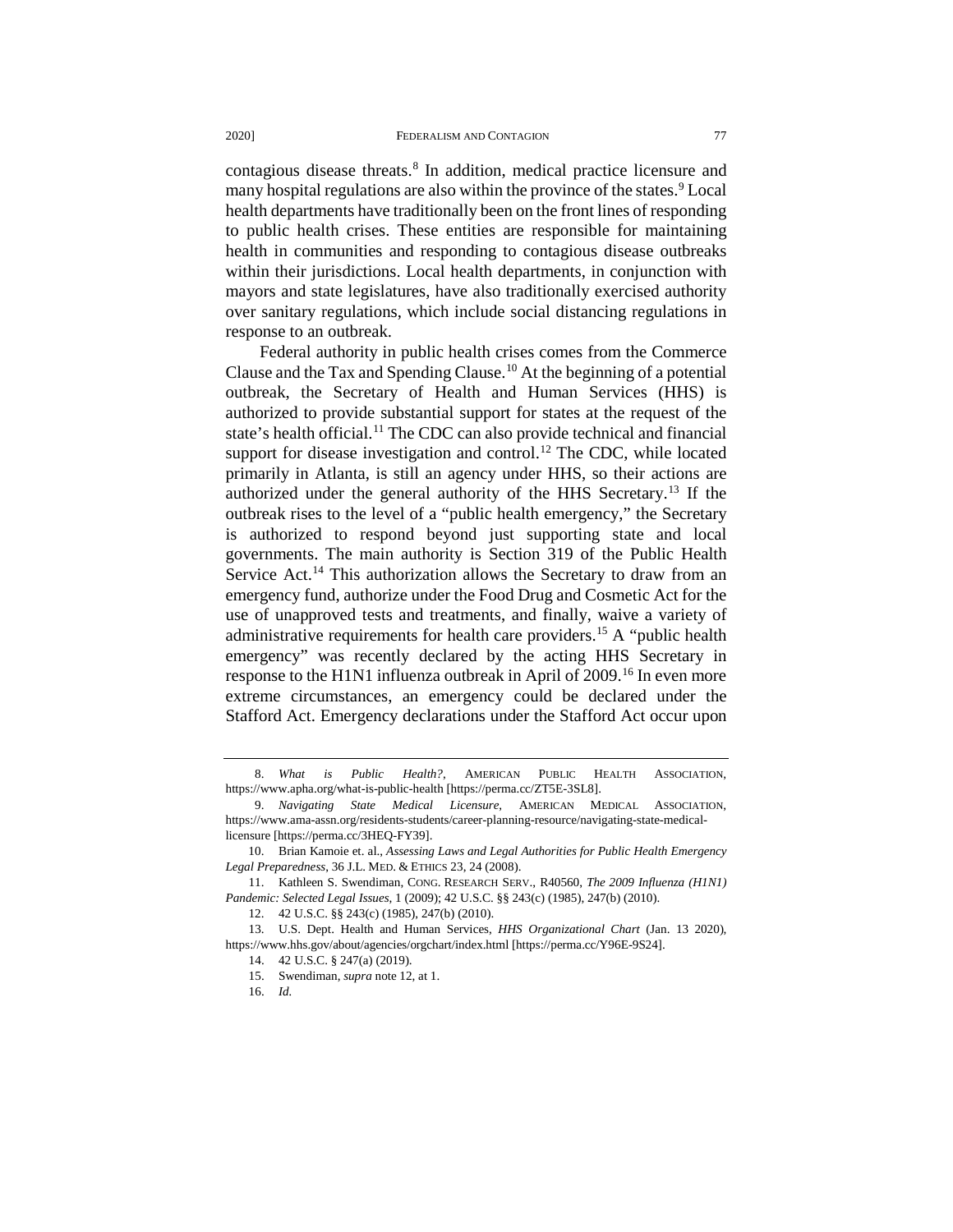contagious disease threats.[8] In addition, medical practice licensure and many hospital regulations are also within the province of the states.[9] Local health departments have traditionally been on the front lines of responding to public health crises. These entities are responsible for maintaining health in communities and responding to contagious disease outbreaks within their jurisdictions. Local health departments, in conjunction with mayors and state legislatures, have also traditionally exercised authority over sanitary regulations, which include social distancing regulations in response to an outbreak.

Federal authority in public health crises comes from the Commerce Clause and the Tax and Spending Clause.[10] At the beginning of a potential outbreak, the Secretary of Health and Human Services (HHS) is authorized to provide substantial support for states at the request of the state's health official.[11] The CDC can also provide technical and financial support for disease investigation and control.[12] The CDC, while located primarily in Atlanta, is still an agency under HHS, so their actions are authorized under the general authority of the HHS Secretary.[13] If the outbreak rises to the level of a "public health emergency," the Secretary is authorized to respond beyond just supporting state and local governments. The main authority is Section 319 of the Public Health Service Act.[14] This authorization allows the Secretary to draw from an emergency fund, authorize under the Food Drug and Cosmetic Act for the use of unapproved tests and treatments, and finally, waive a variety of administrative requirements for health care providers.[15] A "public health emergency" was recently declared by the acting HHS Secretary in response to the H1N1 influenza outbreak in April of 2009.[16] In even more extreme circumstances, an emergency could be declared under the Stafford Act. Emergency declarations under the Stafford Act occur upon

---

8. *What is Public Health?*, AMERICAN PUBLIC HEALTH ASSOCIATION, https://www.apha.org/what-is-public-health [https://perma.cc/ZT5E-3SL8].

9. *Navigating State Medical Licensure*, AMERICAN MEDICAL ASSOCIATION, https://www.ama-assn.org/residents-students/career-planning-resource/navigating-state-medical-licensure [https://perma.cc/3HEQ-FY39].

10. Brian Kamoie et. al., *Assessing Laws and Legal Authorities for Public Health Emergency Legal Preparedness*, 36 J.L. MED. & ETHICS 23, 24 (2008).

11. Kathleen S. Swendiman, CONG. RESEARCH SERV., R40560, *The 2009 Influenza (H1N1) Pandemic: Selected Legal Issues*, 1 (2009); 42 U.S.C. §§ 243(c) (1985), 247(b) (2010).

12. 42 U.S.C. §§ 243(c) (1985), 247(b) (2010).

13. U.S. Dept. Health and Human Services, *HHS Organizational Chart* (Jan. 13 2020), https://www.hhs.gov/about/agencies/orgchart/index.html [https://perma.cc/Y96E-9S24].

14. 42 U.S.C. § 247(a) (2019).

15. Swendiman, *supra* note 12, at 1.

16. *Id.*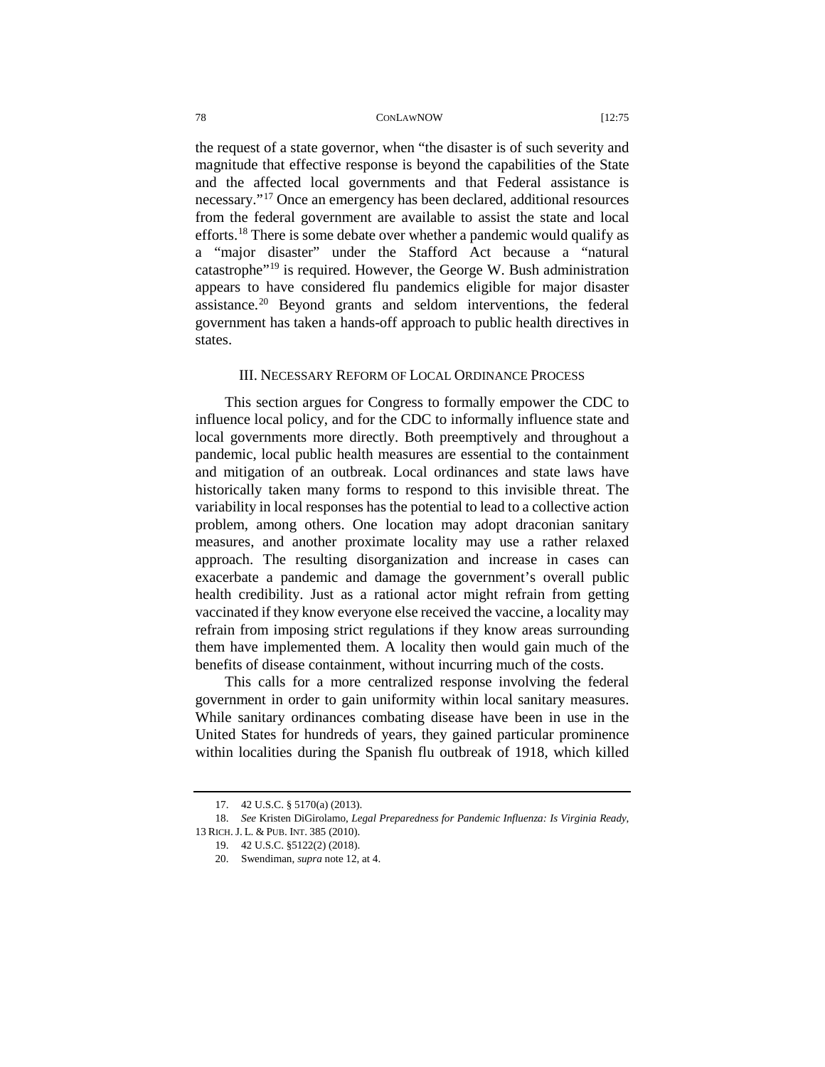the request of a state governor, when "the disaster is of such severity and magnitude that effective response is beyond the capabilities of the State and the affected local governments and that Federal assistance is necessary."[17] Once an emergency has been declared, additional resources from the federal government are available to assist the state and local efforts.[18] There is some debate over whether a pandemic would qualify as a "major disaster" under the Stafford Act because a "natural catastrophe"[19] is required. However, the George W. Bush administration appears to have considered flu pandemics eligible for major disaster assistance.[20] Beyond grants and seldom interventions, the federal government has taken a hands-off approach to public health directives in states.

## III. NECESSARY REFORM OF LOCAL ORDINANCE PROCESS

This section argues for Congress to formally empower the CDC to influence local policy, and for the CDC to informally influence state and local governments more directly. Both preemptively and throughout a pandemic, local public health measures are essential to the containment and mitigation of an outbreak. Local ordinances and state laws have historically taken many forms to respond to this invisible threat. The variability in local responses has the potential to lead to a collective action problem, among others. One location may adopt draconian sanitary measures, and another proximate locality may use a rather relaxed approach. The resulting disorganization and increase in cases can exacerbate a pandemic and damage the government's overall public health credibility. Just as a rational actor might refrain from getting vaccinated if they know everyone else received the vaccine, a locality may refrain from imposing strict regulations if they know areas surrounding them have implemented them. A locality then would gain much of the benefits of disease containment, without incurring much of the costs.

This calls for a more centralized response involving the federal government in order to gain uniformity within local sanitary measures. While sanitary ordinances combating disease have been in use in the United States for hundreds of years, they gained particular prominence within localities during the Spanish flu outbreak of 1918, which killed

---

17. 42 U.S.C. § 5170(a) (2013).

18. *See* Kristen DiGirolamo, *Legal Preparedness for Pandemic Influenza: Is Virginia Ready*, 13 RICH. J. L. & PUB. INT. 385 (2010).

19. 42 U.S.C. §5122(2) (2018).

20. Swendiman, *supra* note 12, at 4.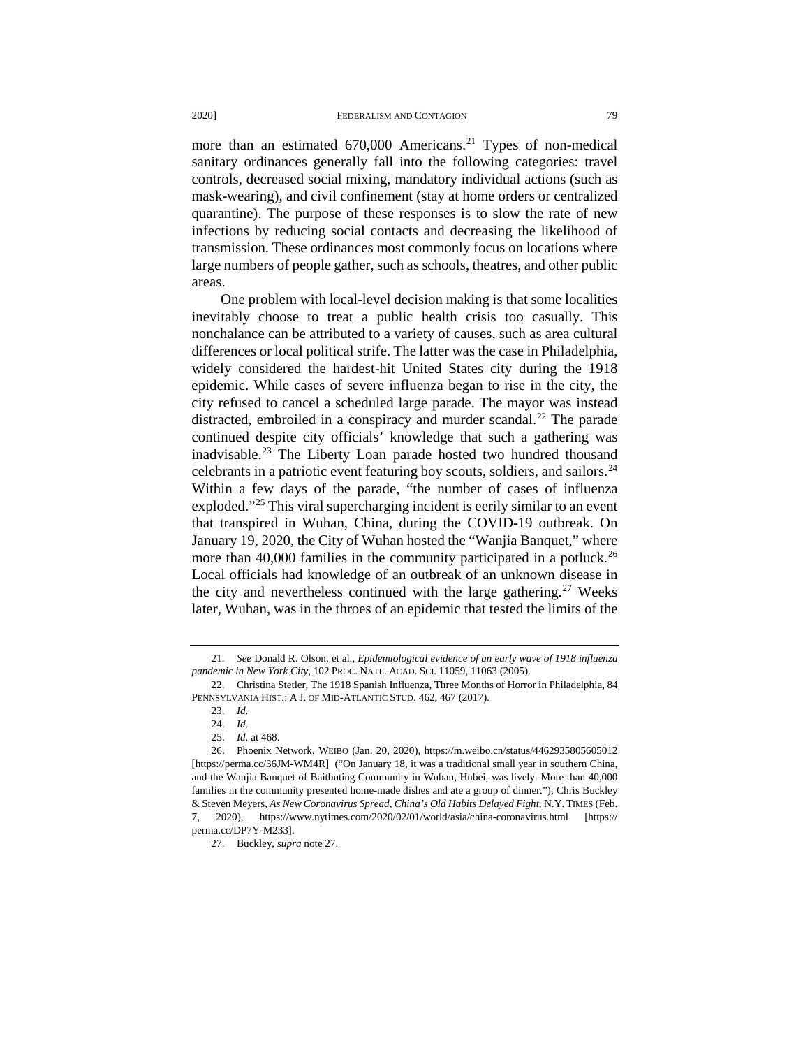more than an estimated 670,000 Americans.[21] Types of non-medical sanitary ordinances generally fall into the following categories: travel controls, decreased social mixing, mandatory individual actions (such as mask-wearing), and civil confinement (stay at home orders or centralized quarantine). The purpose of these responses is to slow the rate of new infections by reducing social contacts and decreasing the likelihood of transmission. These ordinances most commonly focus on locations where large numbers of people gather, such as schools, theatres, and other public areas.

One problem with local-level decision making is that some localities inevitably choose to treat a public health crisis too casually. This nonchalance can be attributed to a variety of causes, such as area cultural differences or local political strife. The latter was the case in Philadelphia, widely considered the hardest-hit United States city during the 1918 epidemic. While cases of severe influenza began to rise in the city, the city refused to cancel a scheduled large parade. The mayor was instead distracted, embroiled in a conspiracy and murder scandal.[22] The parade continued despite city officials' knowledge that such a gathering was inadvisable.[23] The Liberty Loan parade hosted two hundred thousand celebrants in a patriotic event featuring boy scouts, soldiers, and sailors.[24] Within a few days of the parade, "the number of cases of influenza exploded."[25] This viral supercharging incident is eerily similar to an event that transpired in Wuhan, China, during the COVID-19 outbreak. On January 19, 2020, the City of Wuhan hosted the "Wanjia Banquet," where more than 40,000 families in the community participated in a potluck.[26] Local officials had knowledge of an outbreak of an unknown disease in the city and nevertheless continued with the large gathering.[27] Weeks later, Wuhan, was in the throes of an epidemic that tested the limits of the

---

21. *See* Donald R. Olson, et al., *Epidemiological evidence of an early wave of 1918 influenza pandemic in New York City*, 102 PROC. NATL. ACAD. SCI. 11059, 11063 (2005).

22. Christina Stetler, The 1918 Spanish Influenza, Three Months of Horror in Philadelphia, 84 PENNSYLVANIA HIST.: A J. OF MID-ATLANTIC STUD. 462, 467 (2017).

23. *Id.*

24. *Id.*

25. *Id.* at 468.

26. Phoenix Network, WEIBO (Jan. 20, 2020), https://m.weibo.cn/status/4462935805605012 [https://perma.cc/36JM-WM4R] ("On January 18, it was a traditional small year in southern China, and the Wanjia Banquet of Baitbuting Community in Wuhan, Hubei, was lively. More than 40,000 families in the community presented home-made dishes and ate a group of dinner."); Chris Buckley & Steven Meyers, *As New Coronavirus Spread, China's Old Habits Delayed Fight*, N.Y. TIMES (Feb. 7, 2020), https://www.nytimes.com/2020/02/01/world/asia/china-coronavirus.html [https://perma.cc/DP7Y-M233].

27. Buckley, *supra* note 27.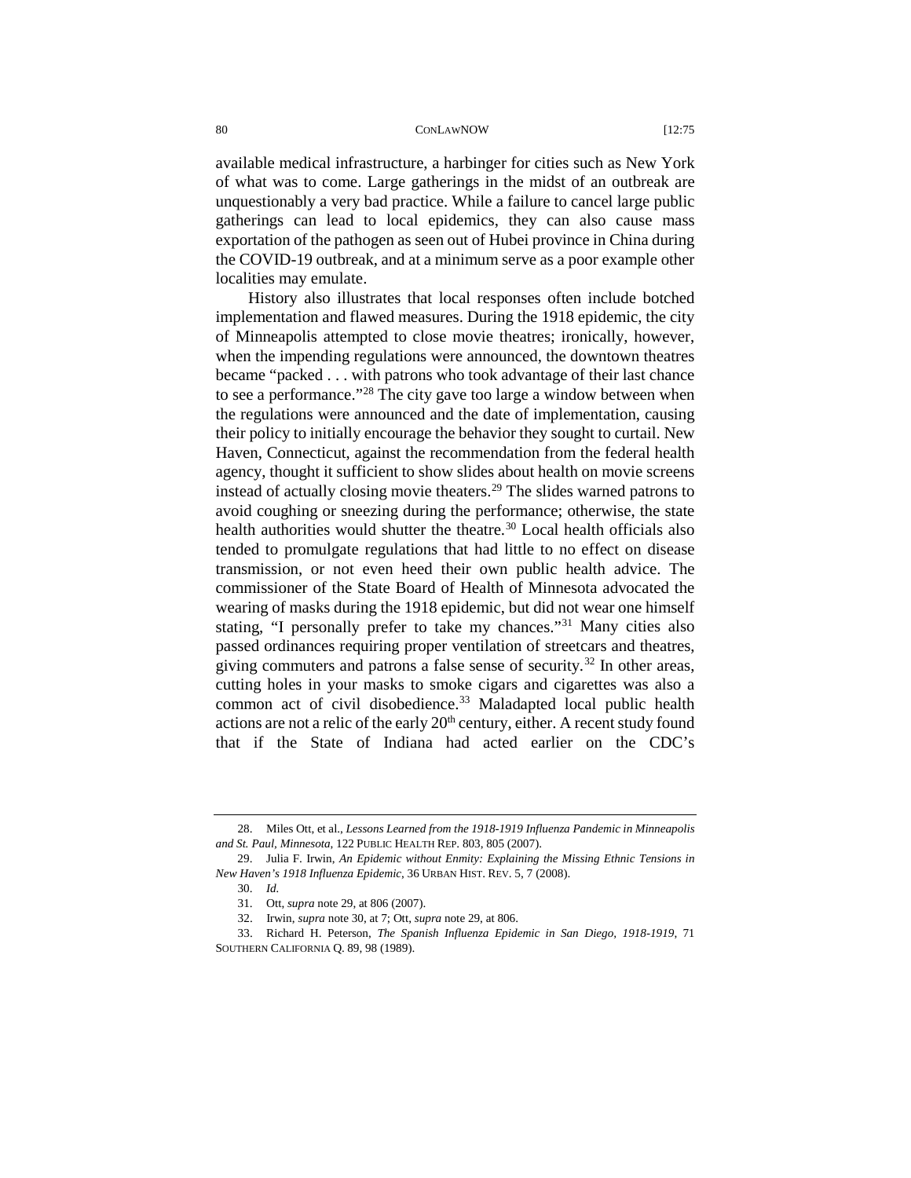available medical infrastructure, a harbinger for cities such as New York of what was to come. Large gatherings in the midst of an outbreak are unquestionably a very bad practice. While a failure to cancel large public gatherings can lead to local epidemics, they can also cause mass exportation of the pathogen as seen out of Hubei province in China during the COVID-19 outbreak, and at a minimum serve as a poor example other localities may emulate.

History also illustrates that local responses often include botched implementation and flawed measures. During the 1918 epidemic, the city of Minneapolis attempted to close movie theatres; ironically, however, when the impending regulations were announced, the downtown theatres became "packed . . . with patrons who took advantage of their last chance to see a performance."[28] The city gave too large a window between when the regulations were announced and the date of implementation, causing their policy to initially encourage the behavior they sought to curtail. New Haven, Connecticut, against the recommendation from the federal health agency, thought it sufficient to show slides about health on movie screens instead of actually closing movie theaters.[29] The slides warned patrons to avoid coughing or sneezing during the performance; otherwise, the state health authorities would shutter the theatre.[30] Local health officials also tended to promulgate regulations that had little to no effect on disease transmission, or not even heed their own public health advice. The commissioner of the State Board of Health of Minnesota advocated the wearing of masks during the 1918 epidemic, but did not wear one himself stating, "I personally prefer to take my chances."[31] Many cities also passed ordinances requiring proper ventilation of streetcars and theatres, giving commuters and patrons a false sense of security.[32] In other areas, cutting holes in your masks to smoke cigars and cigarettes was also a common act of civil disobedience.[33] Maladapted local public health actions are not a relic of the early 20th century, either. A recent study found that if the State of Indiana had acted earlier on the CDC's

---

28. Miles Ott, et al., *Lessons Learned from the 1918-1919 Influenza Pandemic in Minneapolis and St. Paul, Minnesota*, 122 PUBLIC HEALTH REP. 803, 805 (2007).

29. Julia F. Irwin, *An Epidemic without Enmity: Explaining the Missing Ethnic Tensions in New Haven's 1918 Influenza Epidemic*, 36 URBAN HIST. REV. 5, 7 (2008).

30. *Id.*

31. Ott, *supra* note 29, at 806 (2007).

32. Irwin, *supra* note 30, at 7; Ott, *supra* note 29, at 806.

33. Richard H. Peterson, *The Spanish Influenza Epidemic in San Diego, 1918-1919*, 71 SOUTHERN CALIFORNIA Q. 89, 98 (1989).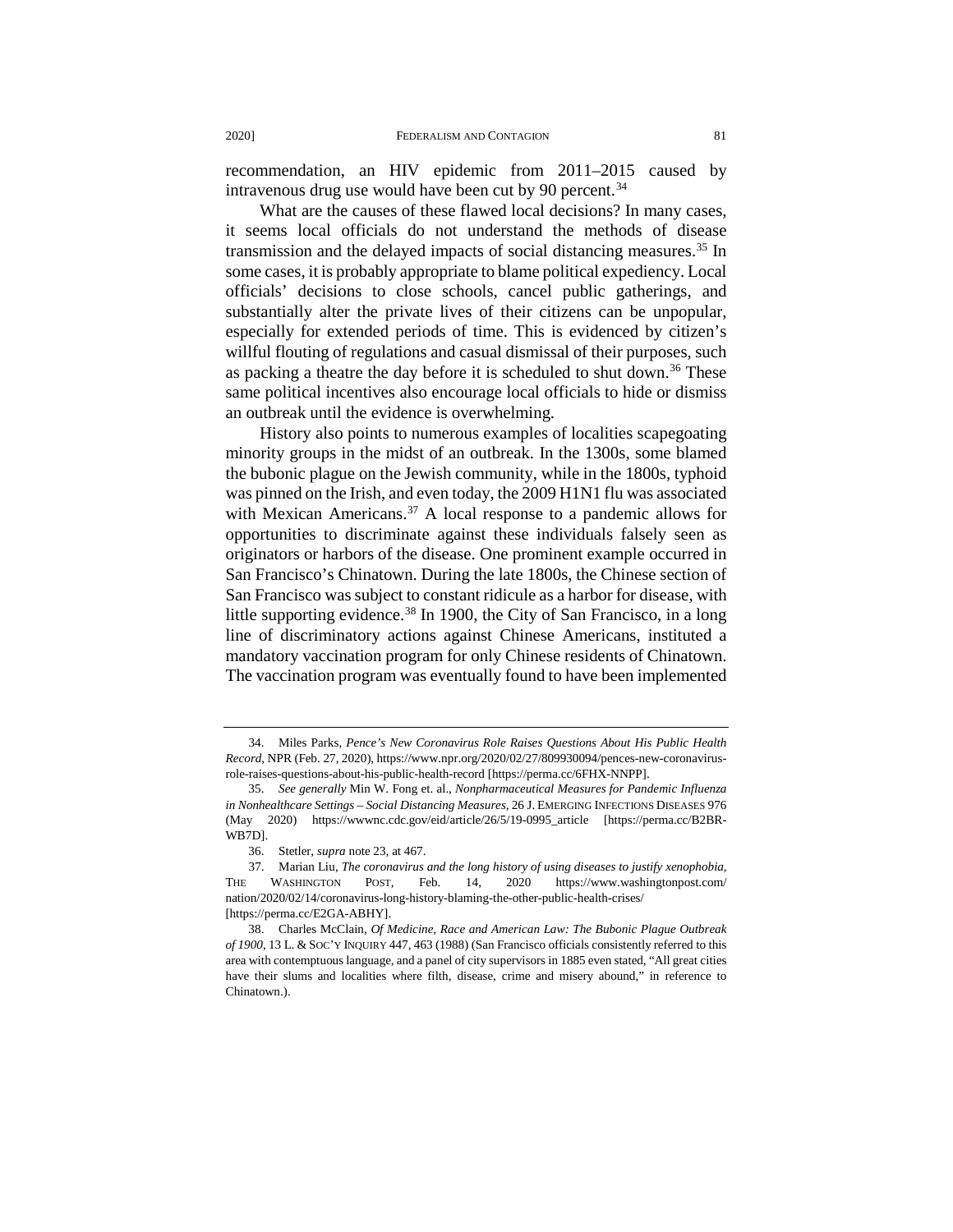recommendation, an HIV epidemic from 2011–2015 caused by intravenous drug use would have been cut by 90 percent.[34]

What are the causes of these flawed local decisions? In many cases, it seems local officials do not understand the methods of disease transmission and the delayed impacts of social distancing measures.[35] In some cases, it is probably appropriate to blame political expediency. Local officials' decisions to close schools, cancel public gatherings, and substantially alter the private lives of their citizens can be unpopular, especially for extended periods of time. This is evidenced by citizen's willful flouting of regulations and casual dismissal of their purposes, such as packing a theatre the day before it is scheduled to shut down.[36] These same political incentives also encourage local officials to hide or dismiss an outbreak until the evidence is overwhelming.

History also points to numerous examples of localities scapegoating minority groups in the midst of an outbreak. In the 1300s, some blamed the bubonic plague on the Jewish community, while in the 1800s, typhoid was pinned on the Irish, and even today, the 2009 H1N1 flu was associated with Mexican Americans.[37] A local response to a pandemic allows for opportunities to discriminate against these individuals falsely seen as originators or harbors of the disease. One prominent example occurred in San Francisco's Chinatown. During the late 1800s, the Chinese section of San Francisco was subject to constant ridicule as a harbor for disease, with little supporting evidence.[38] In 1900, the City of San Francisco, in a long line of discriminatory actions against Chinese Americans, instituted a mandatory vaccination program for only Chinese residents of Chinatown. The vaccination program was eventually found to have been implemented

---

34. Miles Parks, *Pence's New Coronavirus Role Raises Questions About His Public Health Record*, NPR (Feb. 27, 2020), https://www.npr.org/2020/02/27/809930094/pences-new-coronavirus-role-raises-questions-about-his-public-health-record [https://perma.cc/6FHX-NNPP].

35. *See generally* Min W. Fong et. al., *Nonpharmaceutical Measures for Pandemic Influenza in Nonhealthcare Settings – Social Distancing Measures*, 26 J. EMERGING INFECTIONS DISEASES 976 (May 2020) https://wwwnc.cdc.gov/eid/article/26/5/19-0995_article [https://perma.cc/B2BR-WB7D].

36. Stetler, *supra* note 23, at 467.

37. Marian Liu, *The coronavirus and the long history of using diseases to justify xenophobia*, THE WASHINGTON POST, Feb. 14, 2020 https://www.washingtonpost.com/nation/2020/02/14/coronavirus-long-history-blaming-the-other-public-health-crises/ [https://perma.cc/E2GA-ABHY].

38. Charles McClain, *Of Medicine, Race and American Law: The Bubonic Plague Outbreak of 1900*, 13 L. & SOC'Y INQUIRY 447, 463 (1988) (San Francisco officials consistently referred to this area with contemptuous language, and a panel of city supervisors in 1885 even stated, "All great cities have their slums and localities where filth, disease, crime and misery abound," in reference to Chinatown.).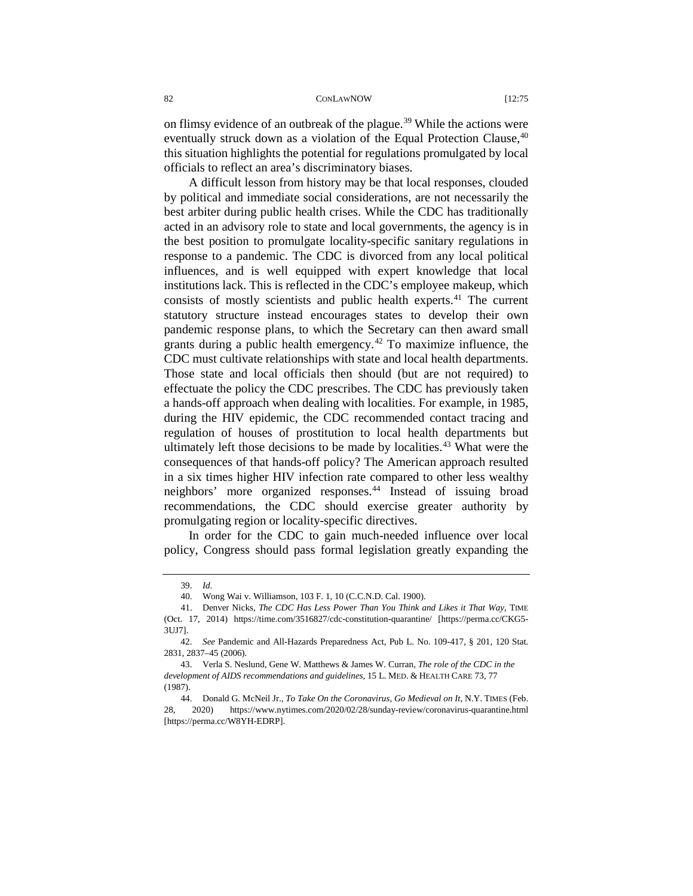on flimsy evidence of an outbreak of the plague.[39] While the actions were eventually struck down as a violation of the Equal Protection Clause,[40] this situation highlights the potential for regulations promulgated by local officials to reflect an area's discriminatory biases.

A difficult lesson from history may be that local responses, clouded by political and immediate social considerations, are not necessarily the best arbiter during public health crises. While the CDC has traditionally acted in an advisory role to state and local governments, the agency is in the best position to promulgate locality-specific sanitary regulations in response to a pandemic. The CDC is divorced from any local political influences, and is well equipped with expert knowledge that local institutions lack. This is reflected in the CDC's employee makeup, which consists of mostly scientists and public health experts.[41] The current statutory structure instead encourages states to develop their own pandemic response plans, to which the Secretary can then award small grants during a public health emergency.[42] To maximize influence, the CDC must cultivate relationships with state and local health departments. Those state and local officials then should (but are not required) to effectuate the policy the CDC prescribes. The CDC has previously taken a hands-off approach when dealing with localities. For example, in 1985, during the HIV epidemic, the CDC recommended contact tracing and regulation of houses of prostitution to local health departments but ultimately left those decisions to be made by localities.[43] What were the consequences of that hands-off policy? The American approach resulted in a six times higher HIV infection rate compared to other less wealthy neighbors' more organized responses.[44] Instead of issuing broad recommendations, the CDC should exercise greater authority by promulgating region or locality-specific directives.

In order for the CDC to gain much-needed influence over local policy, Congress should pass formal legislation greatly expanding the

---

39. *Id.*

40. Wong Wai v. Williamson, 103 F. 1, 10 (C.C.N.D. Cal. 1900).

41. Denver Nicks, *The CDC Has Less Power Than You Think and Likes it That Way*, TIME (Oct. 17, 2014) https://time.com/3516827/cdc-constitution-quarantine/ [https://perma.cc/CKG5-3UJ7].

42. *See* Pandemic and All-Hazards Preparedness Act, Pub L. No. 109-417, § 201, 120 Stat. 2831, 2837–45 (2006).

43. Verla S. Neslund, Gene W. Matthews & James W. Curran, *The role of the CDC in the development of AIDS recommendations and guidelines*, 15 L. MED. & HEALTH CARE 73, 77 (1987).

44. Donald G. McNeil Jr., *To Take On the Coronavirus, Go Medieval on It*, N.Y. TIMES (Feb. 28, 2020) https://www.nytimes.com/2020/02/28/sunday-review/coronavirus-quarantine.html [https://perma.cc/W8YH-EDRP].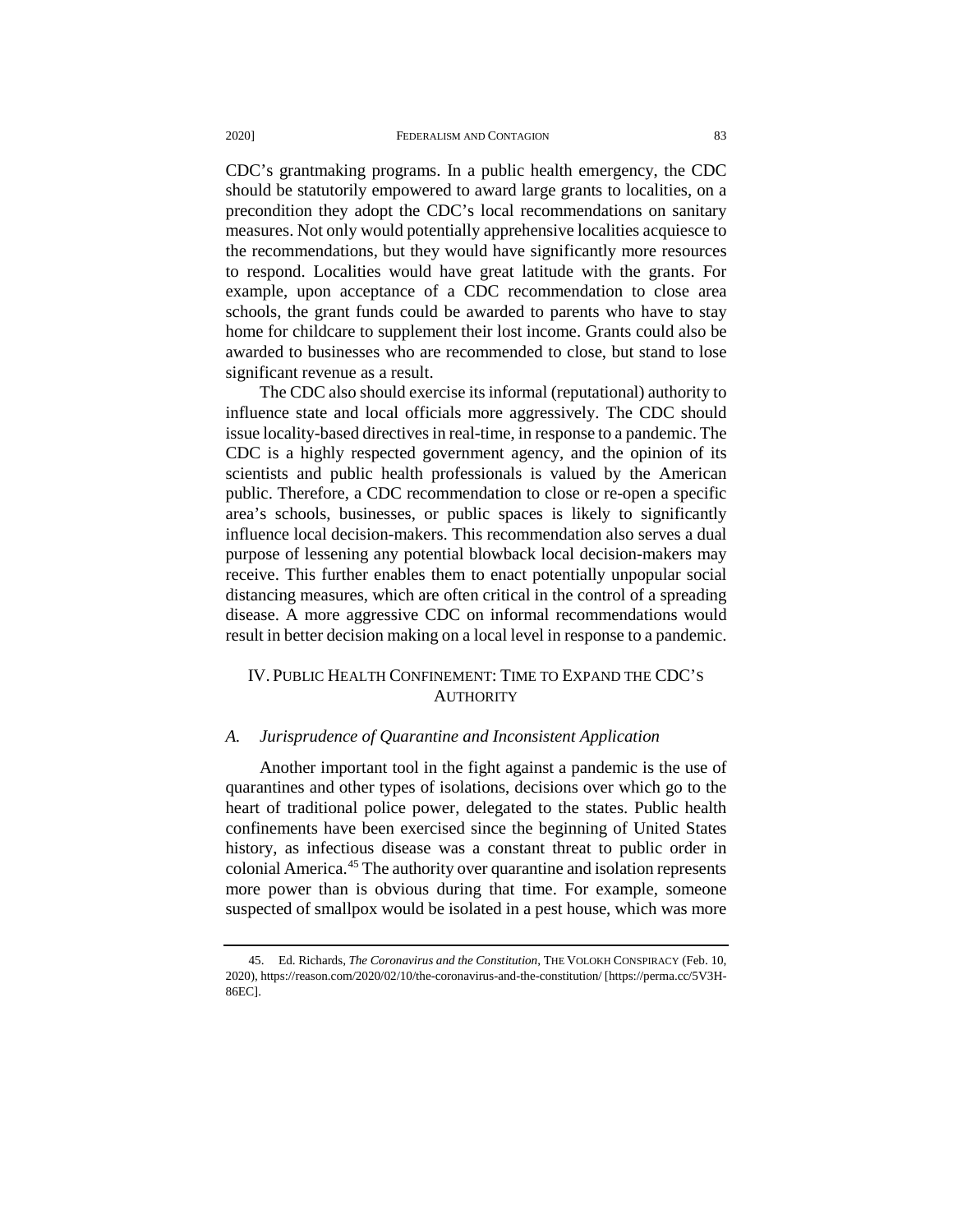CDC's grantmaking programs. In a public health emergency, the CDC should be statutorily empowered to award large grants to localities, on a precondition they adopt the CDC's local recommendations on sanitary measures. Not only would potentially apprehensive localities acquiesce to the recommendations, but they would have significantly more resources to respond. Localities would have great latitude with the grants. For example, upon acceptance of a CDC recommendation to close area schools, the grant funds could be awarded to parents who have to stay home for childcare to supplement their lost income. Grants could also be awarded to businesses who are recommended to close, but stand to lose significant revenue as a result.

The CDC also should exercise its informal (reputational) authority to influence state and local officials more aggressively. The CDC should issue locality-based directives in real-time, in response to a pandemic. The CDC is a highly respected government agency, and the opinion of its scientists and public health professionals is valued by the American public. Therefore, a CDC recommendation to close or re-open a specific area's schools, businesses, or public spaces is likely to significantly influence local decision-makers. This recommendation also serves a dual purpose of lessening any potential blowback local decision-makers may receive. This further enables them to enact potentially unpopular social distancing measures, which are often critical in the control of a spreading disease. A more aggressive CDC on informal recommendations would result in better decision making on a local level in response to a pandemic.

## IV. PUBLIC HEALTH CONFINEMENT: TIME TO EXPAND THE CDC'S AUTHORITY

### *A. Jurisprudence of Quarantine and Inconsistent Application*

Another important tool in the fight against a pandemic is the use of quarantines and other types of isolations, decisions over which go to the heart of traditional police power, delegated to the states. Public health confinements have been exercised since the beginning of United States history, as infectious disease was a constant threat to public order in colonial America.[45] The authority over quarantine and isolation represents more power than is obvious during that time. For example, someone suspected of smallpox would be isolated in a pest house, which was more

---

45. Ed. Richards, *The Coronavirus and the Constitution*, THE VOLOKH CONSPIRACY (Feb. 10, 2020), https://reason.com/2020/02/10/the-coronavirus-and-the-constitution/ [https://perma.cc/5V3H-86EC].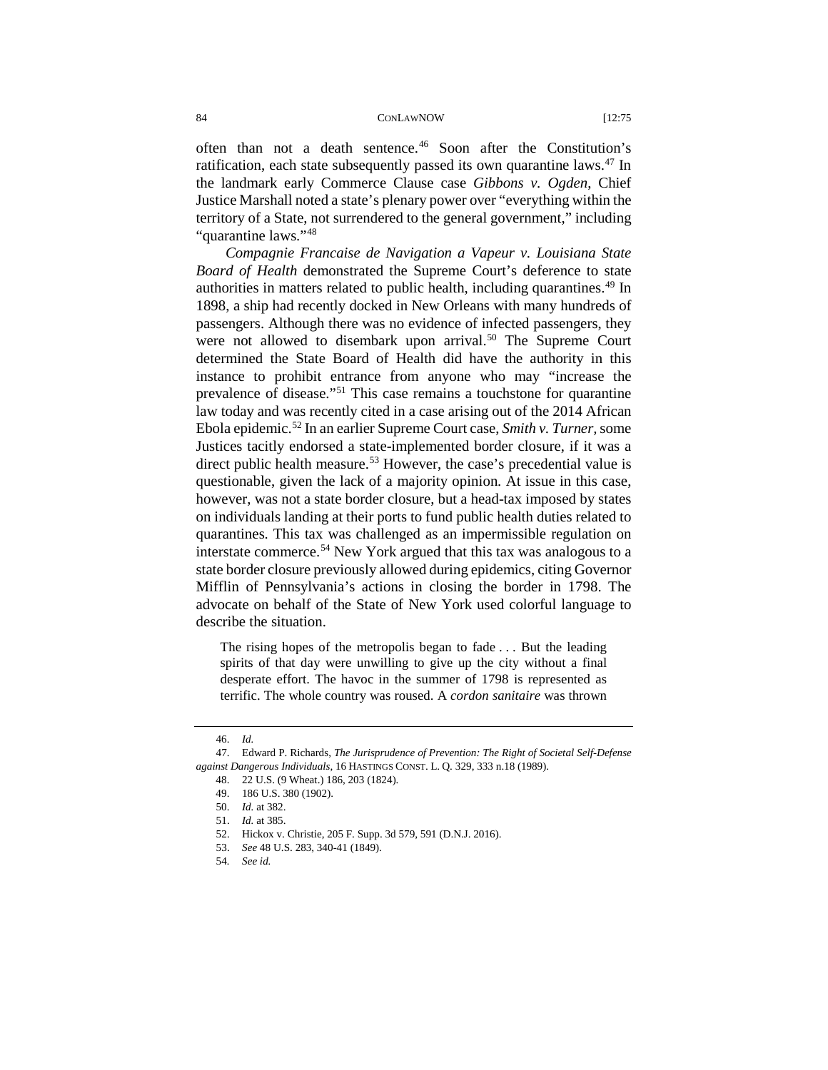often than not a death sentence.[46] Soon after the Constitution's ratification, each state subsequently passed its own quarantine laws.[47] In the landmark early Commerce Clause case *Gibbons v. Ogden*, Chief Justice Marshall noted a state's plenary power over "everything within the territory of a State, not surrendered to the general government," including "quarantine laws."[48]

*Compagnie Francaise de Navigation a Vapeur v. Louisiana State Board of Health* demonstrated the Supreme Court's deference to state authorities in matters related to public health, including quarantines.[49] In 1898, a ship had recently docked in New Orleans with many hundreds of passengers. Although there was no evidence of infected passengers, they were not allowed to disembark upon arrival.[50] The Supreme Court determined the State Board of Health did have the authority in this instance to prohibit entrance from anyone who may "increase the prevalence of disease."[51] This case remains a touchstone for quarantine law today and was recently cited in a case arising out of the 2014 African Ebola epidemic.[52] In an earlier Supreme Court case, *Smith v. Turner,* some Justices tacitly endorsed a state-implemented border closure, if it was a direct public health measure.[53] However, the case's precedential value is questionable, given the lack of a majority opinion. At issue in this case, however, was not a state border closure, but a head-tax imposed by states on individuals landing at their ports to fund public health duties related to quarantines. This tax was challenged as an impermissible regulation on interstate commerce.[54] New York argued that this tax was analogous to a state border closure previously allowed during epidemics, citing Governor Mifflin of Pennsylvania's actions in closing the border in 1798. The advocate on behalf of the State of New York used colorful language to describe the situation.

> The rising hopes of the metropolis began to fade . . . But the leading spirits of that day were unwilling to give up the city without a final desperate effort. The havoc in the summer of 1798 is represented as terrific. The whole country was roused. A *cordon sanitaire* was thrown

---

46. *Id.*

47. Edward P. Richards, *The Jurisprudence of Prevention: The Right of Societal Self-Defense against Dangerous Individuals*, 16 HASTINGS CONST. L. Q. 329, 333 n.18 (1989).

48. 22 U.S. (9 Wheat.) 186, 203 (1824).

49. 186 U.S. 380 (1902).

50. *Id.* at 382.

51. *Id.* at 385.

52. Hickox v. Christie, 205 F. Supp. 3d 579, 591 (D.N.J. 2016).

53. *See* 48 U.S. 283, 340-41 (1849).

54. *See id.*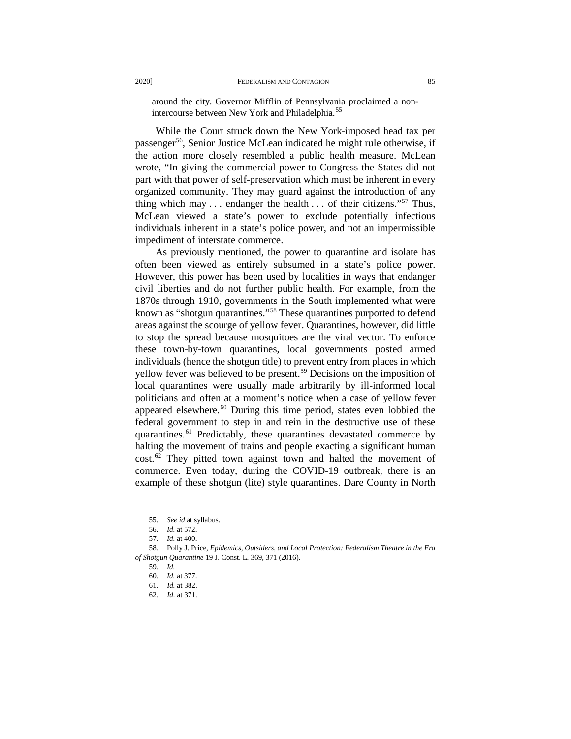around the city. Governor Mifflin of Pennsylvania proclaimed a non-intercourse between New York and Philadelphia.[55]

While the Court struck down the New York-imposed head tax per passenger[56], Senior Justice McLean indicated he might rule otherwise, if the action more closely resembled a public health measure. McLean wrote, "In giving the commercial power to Congress the States did not part with that power of self-preservation which must be inherent in every organized community. They may guard against the introduction of any thing which may . . . endanger the health . . . of their citizens."[57] Thus, McLean viewed a state's power to exclude potentially infectious individuals inherent in a state's police power, and not an impermissible impediment of interstate commerce.

As previously mentioned, the power to quarantine and isolate has often been viewed as entirely subsumed in a state's police power. However, this power has been used by localities in ways that endanger civil liberties and do not further public health. For example, from the 1870s through 1910, governments in the South implemented what were known as "shotgun quarantines."[58] These quarantines purported to defend areas against the scourge of yellow fever. Quarantines, however, did little to stop the spread because mosquitoes are the viral vector. To enforce these town-by-town quarantines, local governments posted armed individuals (hence the shotgun title) to prevent entry from places in which yellow fever was believed to be present.[59] Decisions on the imposition of local quarantines were usually made arbitrarily by ill-informed local politicians and often at a moment's notice when a case of yellow fever appeared elsewhere.[60] During this time period, states even lobbied the federal government to step in and rein in the destructive use of these quarantines.[61] Predictably, these quarantines devastated commerce by halting the movement of trains and people exacting a significant human cost.[62] They pitted town against town and halted the movement of commerce. Even today, during the COVID-19 outbreak, there is an example of these shotgun (lite) style quarantines. Dare County in North

---

55. *See id* at syllabus.

56. *Id.* at 572.

57. *Id.* at 400.

58. Polly J. Price, *Epidemics, Outsiders, and Local Protection: Federalism Theatre in the Era of Shotgun Quarantine* 19 J. Const. L. 369, 371 (2016).

59. *Id.*

60. *Id.* at 377.

61. *Id.* at 382.

62. *Id.* at 371.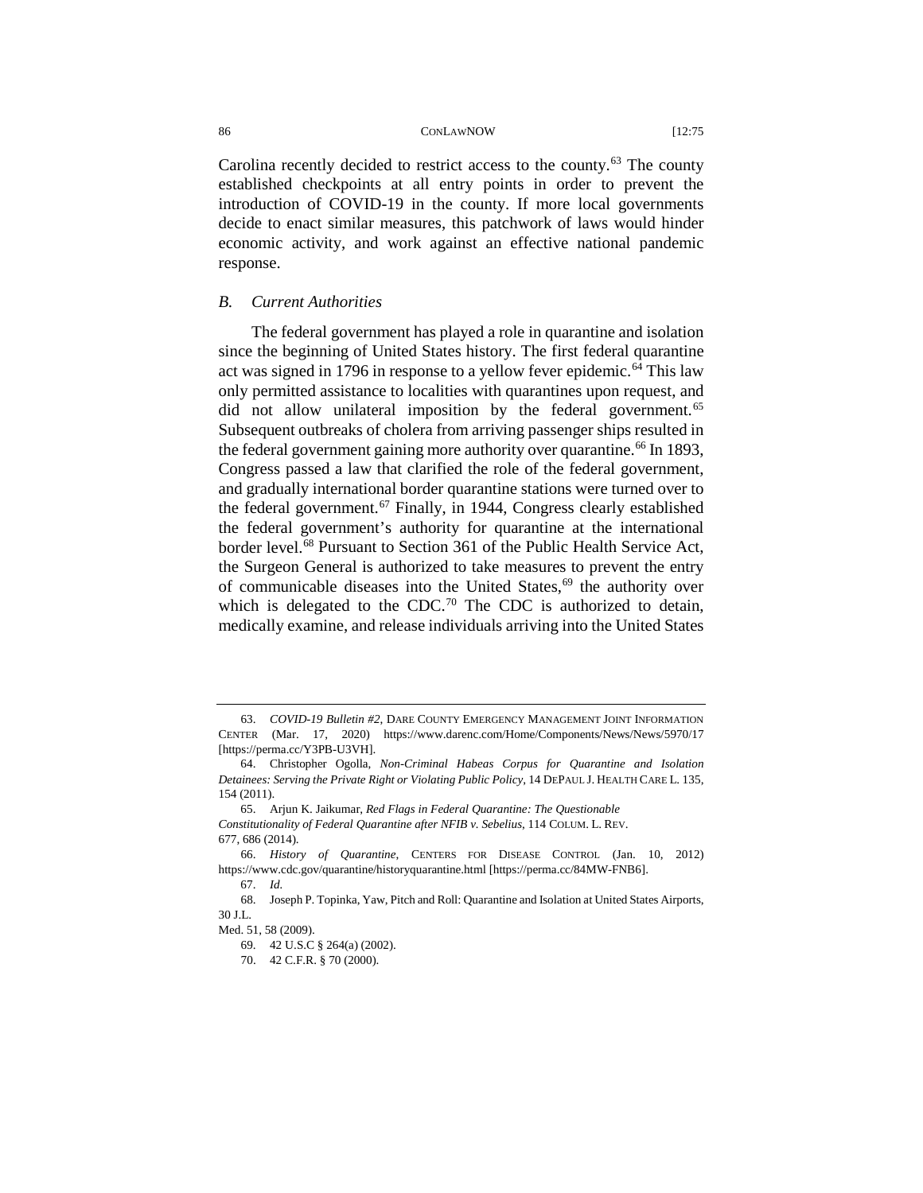Carolina recently decided to restrict access to the county.[63] The county established checkpoints at all entry points in order to prevent the introduction of COVID-19 in the county. If more local governments decide to enact similar measures, this patchwork of laws would hinder economic activity, and work against an effective national pandemic response.

### *B. Current Authorities*

The federal government has played a role in quarantine and isolation since the beginning of United States history. The first federal quarantine act was signed in 1796 in response to a yellow fever epidemic.[64] This law only permitted assistance to localities with quarantines upon request, and did not allow unilateral imposition by the federal government.[65] Subsequent outbreaks of cholera from arriving passenger ships resulted in the federal government gaining more authority over quarantine.[66] In 1893, Congress passed a law that clarified the role of the federal government, and gradually international border quarantine stations were turned over to the federal government.[67] Finally, in 1944, Congress clearly established the federal government's authority for quarantine at the international border level.[68] Pursuant to Section 361 of the Public Health Service Act, the Surgeon General is authorized to take measures to prevent the entry of communicable diseases into the United States,[69] the authority over which is delegated to the CDC.[70] The CDC is authorized to detain, medically examine, and release individuals arriving into the United States

---

63. *COVID-19 Bulletin #2*, DARE COUNTY EMERGENCY MANAGEMENT JOINT INFORMATION CENTER (Mar. 17, 2020) https://www.darenc.com/Home/Components/News/News/5970/17 [https://perma.cc/Y3PB-U3VH].

64. Christopher Ogolla, *Non-Criminal Habeas Corpus for Quarantine and Isolation Detainees: Serving the Private Right or Violating Public Policy*, 14 DEPAUL J. HEALTH CARE L. 135, 154 (2011).

65. Arjun K. Jaikumar, *Red Flags in Federal Quarantine: The Questionable Constitutionality of Federal Quarantine after NFIB v. Sebelius*, 114 COLUM. L. REV. 677, 686 (2014).

66. *History of Quarantine*, CENTERS FOR DISEASE CONTROL (Jan. 10, 2012) https://www.cdc.gov/quarantine/historyquarantine.html [https://perma.cc/84MW-FNB6].

67. *Id.*

68. Joseph P. Topinka, Yaw, Pitch and Roll: Quarantine and Isolation at United States Airports, 30 J.L. Med. 51, 58 (2009).

69. 42 U.S.C § 264(a) (2002).

70. 42 C.F.R. § 70 (2000).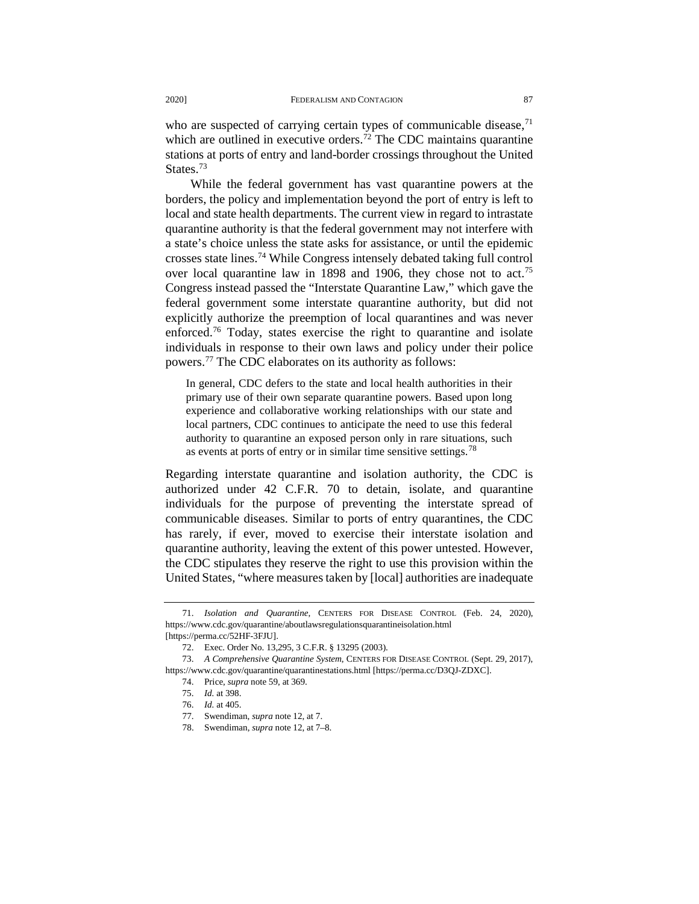who are suspected of carrying certain types of communicable disease,[71] which are outlined in executive orders.[72] The CDC maintains quarantine stations at ports of entry and land-border crossings throughout the United States.[73]

While the federal government has vast quarantine powers at the borders, the policy and implementation beyond the port of entry is left to local and state health departments. The current view in regard to intrastate quarantine authority is that the federal government may not interfere with a state's choice unless the state asks for assistance, or until the epidemic crosses state lines.[74] While Congress intensely debated taking full control over local quarantine law in 1898 and 1906, they chose not to act.[75] Congress instead passed the "Interstate Quarantine Law," which gave the federal government some interstate quarantine authority, but did not explicitly authorize the preemption of local quarantines and was never enforced.[76] Today, states exercise the right to quarantine and isolate individuals in response to their own laws and policy under their police powers.[77] The CDC elaborates on its authority as follows:

> In general, CDC defers to the state and local health authorities in their primary use of their own separate quarantine powers. Based upon long experience and collaborative working relationships with our state and local partners, CDC continues to anticipate the need to use this federal authority to quarantine an exposed person only in rare situations, such as events at ports of entry or in similar time sensitive settings.[78]

Regarding interstate quarantine and isolation authority, the CDC is authorized under 42 C.F.R. 70 to detain, isolate, and quarantine individuals for the purpose of preventing the interstate spread of communicable diseases. Similar to ports of entry quarantines, the CDC has rarely, if ever, moved to exercise their interstate isolation and quarantine authority, leaving the extent of this power untested. However, the CDC stipulates they reserve the right to use this provision within the United States, "where measures taken by [local] authorities are inadequate

---

71. *Isolation and Quarantine*, CENTERS FOR DISEASE CONTROL (Feb. 24, 2020), https://www.cdc.gov/quarantine/aboutlawsregulationsquarantineisolation.html [https://perma.cc/52HF-3FJU].

72. Exec. Order No. 13,295, 3 C.F.R. § 13295 (2003).

73. *A Comprehensive Quarantine System*, CENTERS FOR DISEASE CONTROL (Sept. 29, 2017), https://www.cdc.gov/quarantine/quarantinestations.html [https://perma.cc/D3QJ-ZDXC].

74. Price, *supra* note 59, at 369.

75. *Id.* at 398.

76. *Id.* at 405.

77. Swendiman, *supra* note 12, at 7.

78. Swendiman, *supra* note 12, at 7–8.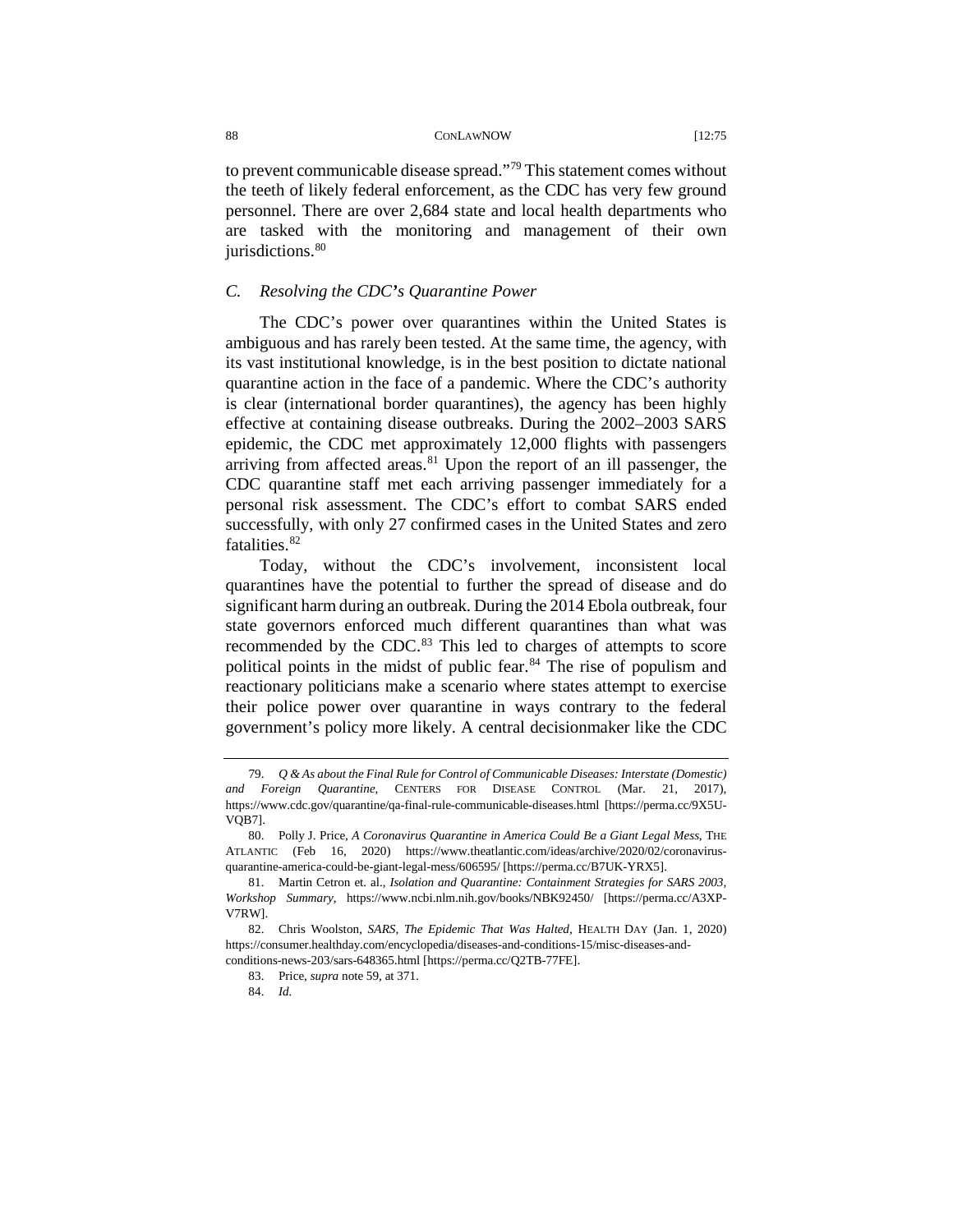to prevent communicable disease spread."[79] This statement comes without the teeth of likely federal enforcement, as the CDC has very few ground personnel. There are over 2,684 state and local health departments who are tasked with the monitoring and management of their own jurisdictions.[80]

### *C. Resolving the CDC's Quarantine Power*

The CDC's power over quarantines within the United States is ambiguous and has rarely been tested. At the same time, the agency, with its vast institutional knowledge, is in the best position to dictate national quarantine action in the face of a pandemic. Where the CDC's authority is clear (international border quarantines), the agency has been highly effective at containing disease outbreaks. During the 2002–2003 SARS epidemic, the CDC met approximately 12,000 flights with passengers arriving from affected areas.[81] Upon the report of an ill passenger, the CDC quarantine staff met each arriving passenger immediately for a personal risk assessment. The CDC's effort to combat SARS ended successfully, with only 27 confirmed cases in the United States and zero fatalities.[82]

Today, without the CDC's involvement, inconsistent local quarantines have the potential to further the spread of disease and do significant harm during an outbreak. During the 2014 Ebola outbreak, four state governors enforced much different quarantines than what was recommended by the CDC.[83] This led to charges of attempts to score political points in the midst of public fear.[84] The rise of populism and reactionary politicians make a scenario where states attempt to exercise their police power over quarantine in ways contrary to the federal government's policy more likely. A central decisionmaker like the CDC

---

79. *Q & As about the Final Rule for Control of Communicable Diseases: Interstate (Domestic) and Foreign Quarantine*, CENTERS FOR DISEASE CONTROL (Mar. 21, 2017), https://www.cdc.gov/quarantine/qa-final-rule-communicable-diseases.html [https://perma.cc/9X5U-VQB7].

80. Polly J. Price, *A Coronavirus Quarantine in America Could Be a Giant Legal Mess*, THE ATLANTIC (Feb 16, 2020) https://www.theatlantic.com/ideas/archive/2020/02/coronavirus-quarantine-america-could-be-giant-legal-mess/606595/ [https://perma.cc/B7UK-YRX5].

81. Martin Cetron et. al., *Isolation and Quarantine: Containment Strategies for SARS 2003, Workshop Summary,* https://www.ncbi.nlm.nih.gov/books/NBK92450/ [https://perma.cc/A3XP-V7RW].

82. Chris Woolston, *SARS, The Epidemic That Was Halted*, HEALTH DAY (Jan. 1, 2020) https://consumer.healthday.com/encyclopedia/diseases-and-conditions-15/misc-diseases-and-conditions-news-203/sars-648365.html [https://perma.cc/Q2TB-77FE].

83. Price, *supra* note 59, at 371.

84. *Id.*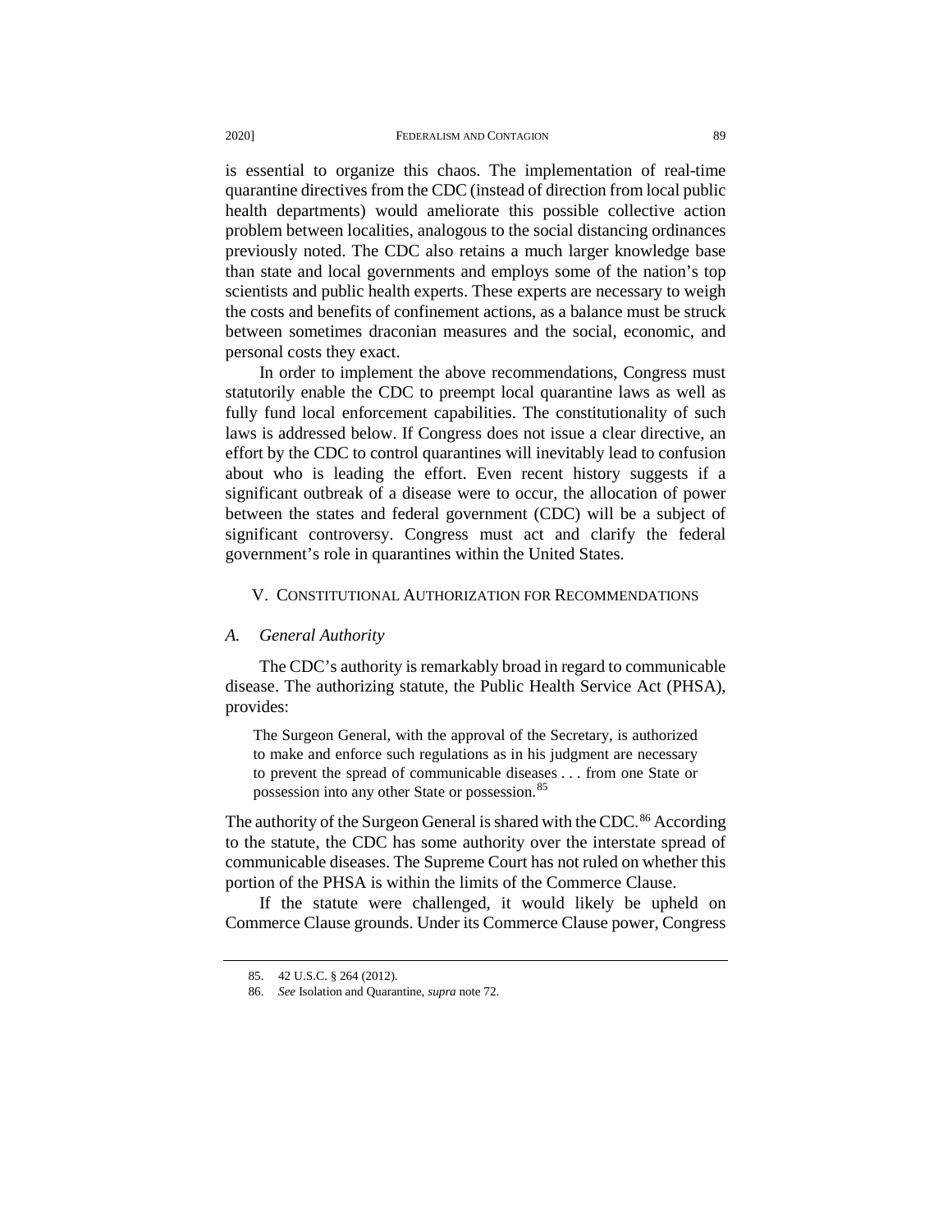is essential to organize this chaos. The implementation of real-time quarantine directives from the CDC (instead of direction from local public health departments) would ameliorate this possible collective action problem between localities, analogous to the social distancing ordinances previously noted. The CDC also retains a much larger knowledge base than state and local governments and employs some of the nation's top scientists and public health experts. These experts are necessary to weigh the costs and benefits of confinement actions, as a balance must be struck between sometimes draconian measures and the social, economic, and personal costs they exact.

In order to implement the above recommendations, Congress must statutorily enable the CDC to preempt local quarantine laws as well as fully fund local enforcement capabilities. The constitutionality of such laws is addressed below. If Congress does not issue a clear directive, an effort by the CDC to control quarantines will inevitably lead to confusion about who is leading the effort. Even recent history suggests if a significant outbreak of a disease were to occur, the allocation of power between the states and federal government (CDC) will be a subject of significant controversy. Congress must act and clarify the federal government's role in quarantines within the United States.

## V. Constitutional Authorization for Recommendations

### *A. General Authority*

The CDC's authority is remarkably broad in regard to communicable disease. The authorizing statute, the Public Health Service Act (PHSA), provides:

> The Surgeon General, with the approval of the Secretary, is authorized to make and enforce such regulations as in his judgment are necessary to prevent the spread of communicable diseases . . . from one State or possession into any other State or possession.[85]

The authority of the Surgeon General is shared with the CDC.[86] According to the statute, the CDC has some authority over the interstate spread of communicable diseases. The Supreme Court has not ruled on whether this portion of the PHSA is within the limits of the Commerce Clause.

If the statute were challenged, it would likely be upheld on Commerce Clause grounds. Under its Commerce Clause power, Congress

---

85. 42 U.S.C. § 264 (2012).

86. *See* Isolation and Quarantine, *supra* note 72.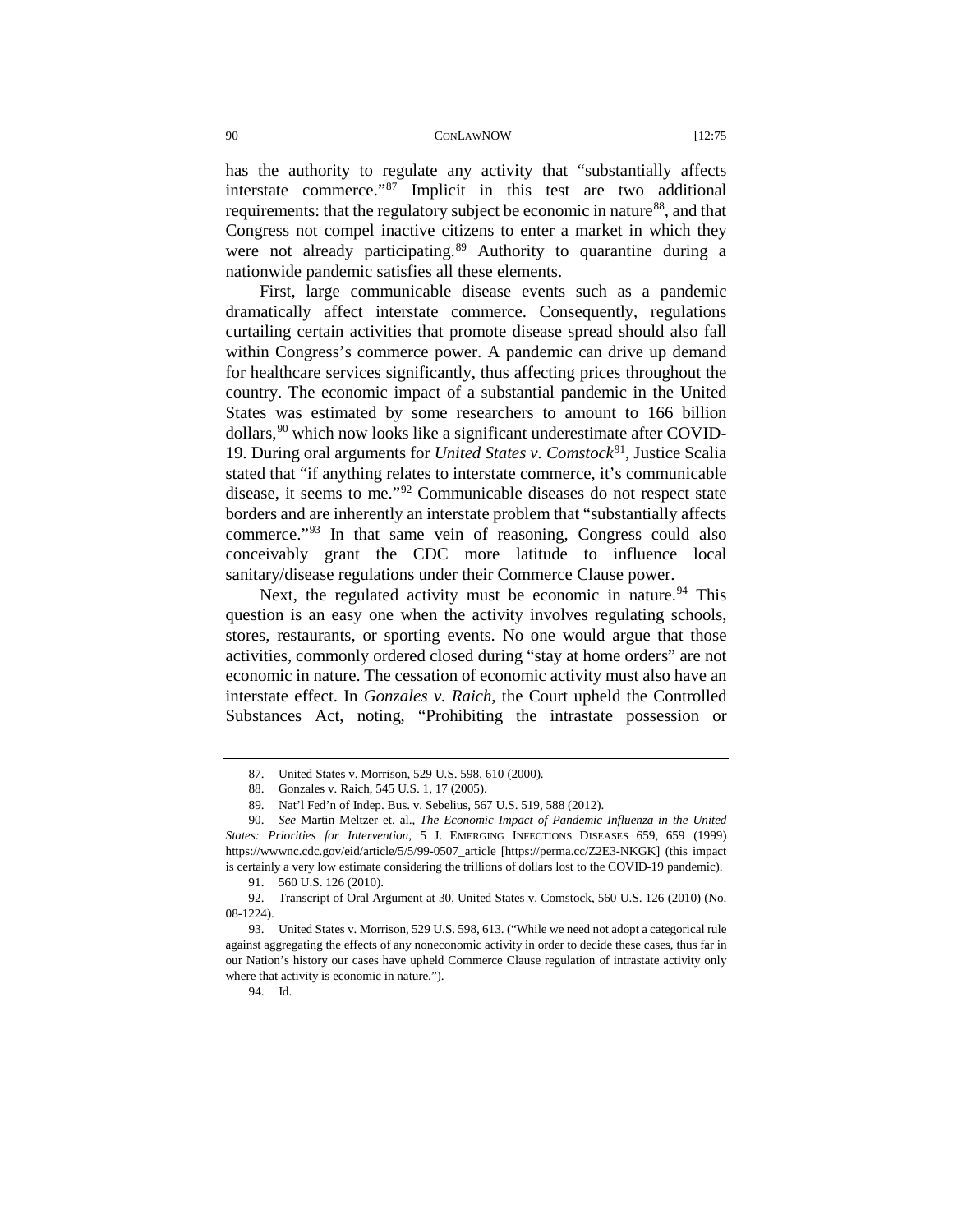has the authority to regulate any activity that "substantially affects interstate commerce."[87] Implicit in this test are two additional requirements: that the regulatory subject be economic in nature[88], and that Congress not compel inactive citizens to enter a market in which they were not already participating.[89] Authority to quarantine during a nationwide pandemic satisfies all these elements.

First, large communicable disease events such as a pandemic dramatically affect interstate commerce. Consequently, regulations curtailing certain activities that promote disease spread should also fall within Congress's commerce power. A pandemic can drive up demand for healthcare services significantly, thus affecting prices throughout the country. The economic impact of a substantial pandemic in the United States was estimated by some researchers to amount to 166 billion dollars,[90] which now looks like a significant underestimate after COVID-19. During oral arguments for *United States v. Comstock*[91], Justice Scalia stated that "if anything relates to interstate commerce, it's communicable disease, it seems to me."[92] Communicable diseases do not respect state borders and are inherently an interstate problem that "substantially affects commerce."[93] In that same vein of reasoning, Congress could also conceivably grant the CDC more latitude to influence local sanitary/disease regulations under their Commerce Clause power.

Next, the regulated activity must be economic in nature.[94] This question is an easy one when the activity involves regulating schools, stores, restaurants, or sporting events. No one would argue that those activities, commonly ordered closed during "stay at home orders" are not economic in nature. The cessation of economic activity must also have an interstate effect. In *Gonzales v. Raich*, the Court upheld the Controlled Substances Act, noting, "Prohibiting the intrastate possession or

---

87. United States v. Morrison, 529 U.S. 598, 610 (2000).

88. Gonzales v. Raich, 545 U.S. 1, 17 (2005).

89. Nat'l Fed'n of Indep. Bus. v. Sebelius, 567 U.S. 519, 588 (2012).

90. *See* Martin Meltzer et. al., *The Economic Impact of Pandemic Influenza in the United States: Priorities for Intervention*, 5 J. EMERGING INFECTIONS DISEASES 659, 659 (1999) https://wwwnc.cdc.gov/eid/article/5/5/99-0507_article [https://perma.cc/Z2E3-NKGK] (this impact is certainly a very low estimate considering the trillions of dollars lost to the COVID-19 pandemic).

91. 560 U.S. 126 (2010).

92. Transcript of Oral Argument at 30, United States v. Comstock, 560 U.S. 126 (2010) (No. 08-1224).

93. United States v. Morrison, 529 U.S. 598, 613. ("While we need not adopt a categorical rule against aggregating the effects of any noneconomic activity in order to decide these cases, thus far in our Nation's history our cases have upheld Commerce Clause regulation of intrastate activity only where that activity is economic in nature.").

94. Id.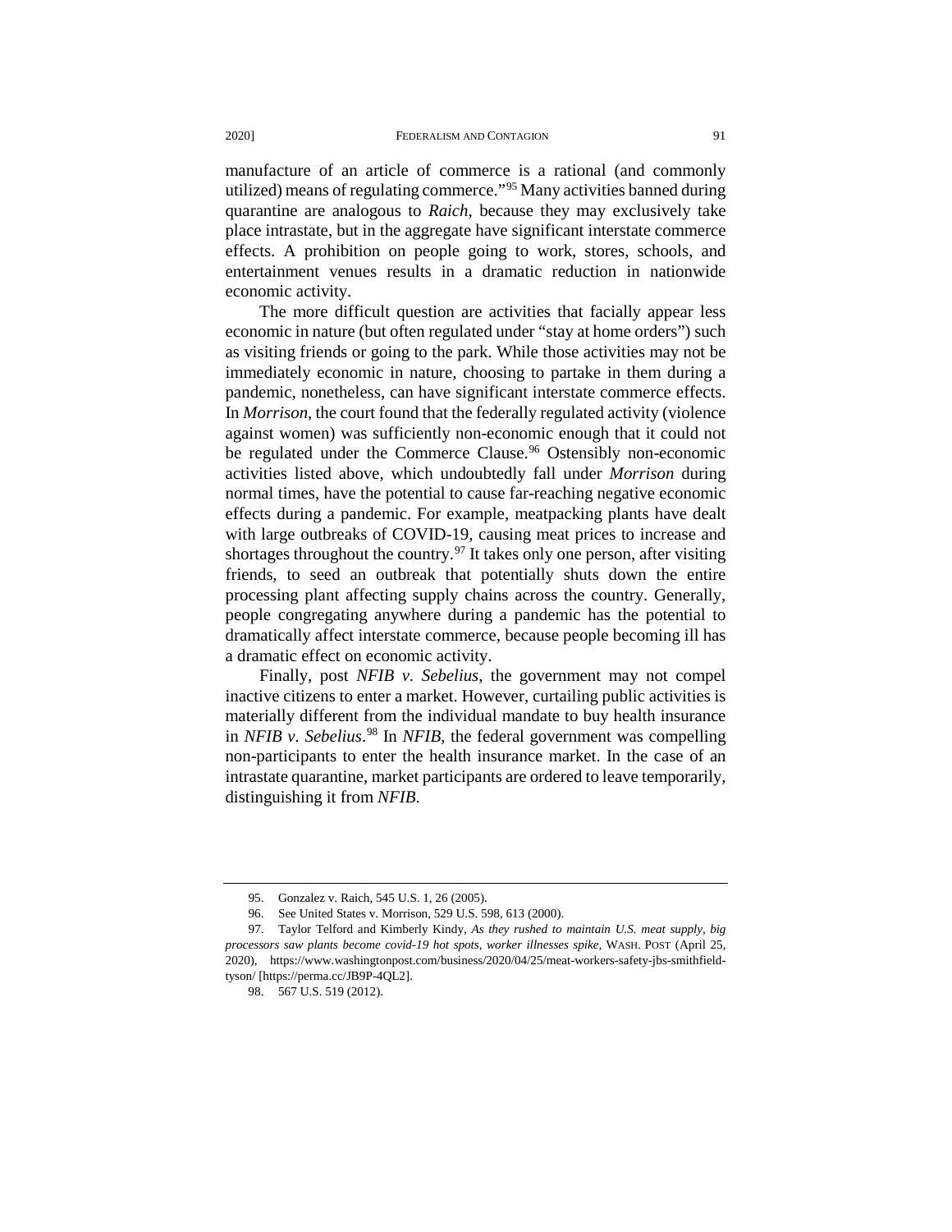manufacture of an article of commerce is a rational (and commonly utilized) means of regulating commerce."[95] Many activities banned during quarantine are analogous to *Raich*, because they may exclusively take place intrastate, but in the aggregate have significant interstate commerce effects. A prohibition on people going to work, stores, schools, and entertainment venues results in a dramatic reduction in nationwide economic activity.

The more difficult question are activities that facially appear less economic in nature (but often regulated under "stay at home orders") such as visiting friends or going to the park. While those activities may not be immediately economic in nature, choosing to partake in them during a pandemic, nonetheless, can have significant interstate commerce effects. In *Morrison*, the court found that the federally regulated activity (violence against women) was sufficiently non-economic enough that it could not be regulated under the Commerce Clause.[96] Ostensibly non-economic activities listed above, which undoubtedly fall under *Morrison* during normal times, have the potential to cause far-reaching negative economic effects during a pandemic. For example, meatpacking plants have dealt with large outbreaks of COVID-19, causing meat prices to increase and shortages throughout the country.[97] It takes only one person, after visiting friends, to seed an outbreak that potentially shuts down the entire processing plant affecting supply chains across the country. Generally, people congregating anywhere during a pandemic has the potential to dramatically affect interstate commerce, because people becoming ill has a dramatic effect on economic activity.

Finally, post *NFIB v. Sebelius*, the government may not compel inactive citizens to enter a market. However, curtailing public activities is materially different from the individual mandate to buy health insurance in *NFIB v. Sebelius*.[98] In *NFIB*, the federal government was compelling non-participants to enter the health insurance market. In the case of an intrastate quarantine, market participants are ordered to leave temporarily, distinguishing it from *NFIB*.

---

95. Gonzalez v. Raich, 545 U.S. 1, 26 (2005).

96. See United States v. Morrison, 529 U.S. 598, 613 (2000).

97. Taylor Telford and Kimberly Kindy, *As they rushed to maintain U.S. meat supply, big processors saw plants become covid-19 hot spots, worker illnesses spike*, WASH. POST (April 25, 2020), https://www.washingtonpost.com/business/2020/04/25/meat-workers-safety-jbs-smithfield-tyson/ [https://perma.cc/JB9P-4QL2].

98. 567 U.S. 519 (2012).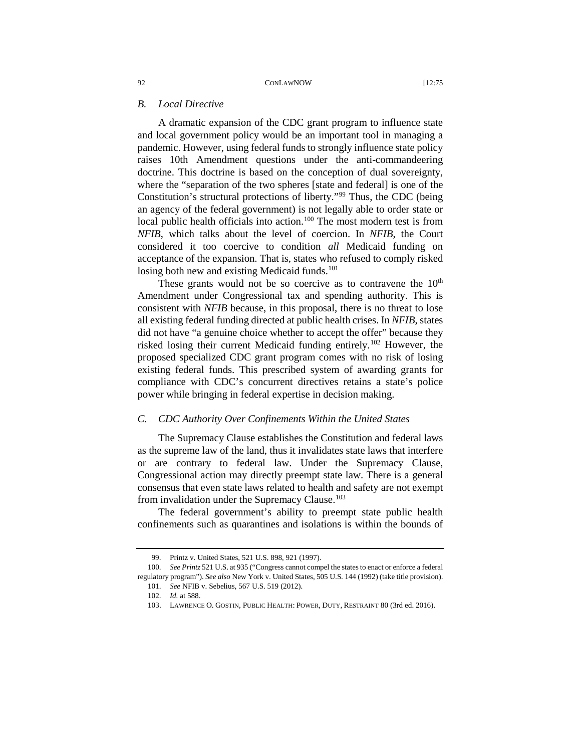### B. *Local Directive*

A dramatic expansion of the CDC grant program to influence state and local government policy would be an important tool in managing a pandemic. However, using federal funds to strongly influence state policy raises 10th Amendment questions under the anti-commandeering doctrine. This doctrine is based on the conception of dual sovereignty, where the "separation of the two spheres [state and federal] is one of the Constitution's structural protections of liberty."[99] Thus, the CDC (being an agency of the federal government) is not legally able to order state or local public health officials into action.[100] The most modern test is from *NFIB*, which talks about the level of coercion. In *NFIB*, the Court considered it too coercive to condition *all* Medicaid funding on acceptance of the expansion. That is, states who refused to comply risked losing both new and existing Medicaid funds.[101]

These grants would not be so coercive as to contravene the 10th Amendment under Congressional tax and spending authority. This is consistent with *NFIB* because, in this proposal, there is no threat to lose all existing federal funding directed at public health crises. In *NFIB*, states did not have "a genuine choice whether to accept the offer" because they risked losing their current Medicaid funding entirely.[102] However, the proposed specialized CDC grant program comes with no risk of losing existing federal funds. This prescribed system of awarding grants for compliance with CDC's concurrent directives retains a state's police power while bringing in federal expertise in decision making.

### C. *CDC Authority Over Confinements Within the United States*

The Supremacy Clause establishes the Constitution and federal laws as the supreme law of the land, thus it invalidates state laws that interfere or are contrary to federal law. Under the Supremacy Clause, Congressional action may directly preempt state law. There is a general consensus that even state laws related to health and safety are not exempt from invalidation under the Supremacy Clause.[103]

The federal government's ability to preempt state public health confinements such as quarantines and isolations is within the bounds of

---

99. Printz v. United States, 521 U.S. 898, 921 (1997).

100. *See Printz* 521 U.S. at 935 ("Congress cannot compel the states to enact or enforce a federal regulatory program"). *See also* New York v. United States, 505 U.S. 144 (1992) (take title provision).

101. *See* NFIB v. Sebelius, 567 U.S. 519 (2012).

102. *Id.* at 588.

103. LAWRENCE O. GOSTIN, PUBLIC HEALTH: POWER, DUTY, RESTRAINT 80 (3rd ed. 2016).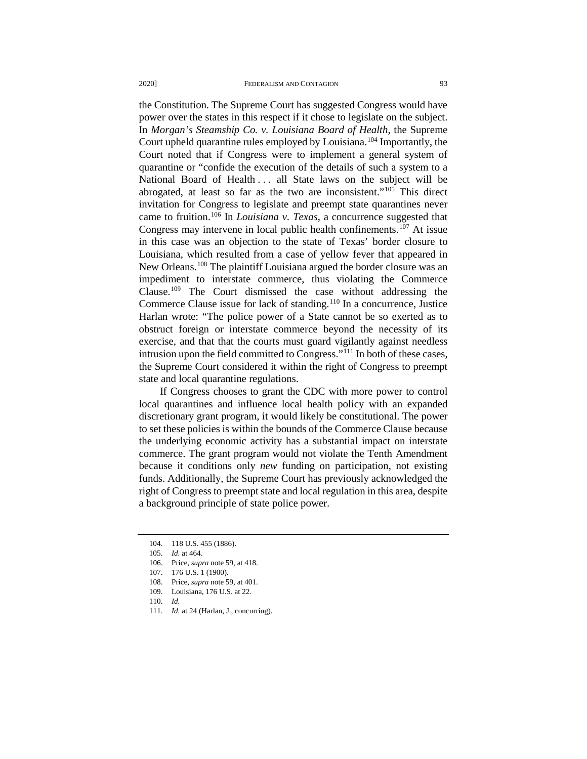the Constitution. The Supreme Court has suggested Congress would have power over the states in this respect if it chose to legislate on the subject. In *Morgan's Steamship Co. v. Louisiana Board of Health*, the Supreme Court upheld quarantine rules employed by Louisiana.[104] Importantly, the Court noted that if Congress were to implement a general system of quarantine or "confide the execution of the details of such a system to a National Board of Health . . . all State laws on the subject will be abrogated, at least so far as the two are inconsistent."[105] This direct invitation for Congress to legislate and preempt state quarantines never came to fruition.[106] In *Louisiana v. Texas*, a concurrence suggested that Congress may intervene in local public health confinements.[107] At issue in this case was an objection to the state of Texas' border closure to Louisiana, which resulted from a case of yellow fever that appeared in New Orleans.[108] The plaintiff Louisiana argued the border closure was an impediment to interstate commerce, thus violating the Commerce Clause.[109] The Court dismissed the case without addressing the Commerce Clause issue for lack of standing.[110] In a concurrence, Justice Harlan wrote: "The police power of a State cannot be so exerted as to obstruct foreign or interstate commerce beyond the necessity of its exercise, and that that the courts must guard vigilantly against needless intrusion upon the field committed to Congress."[111] In both of these cases, the Supreme Court considered it within the right of Congress to preempt state and local quarantine regulations.

If Congress chooses to grant the CDC with more power to control local quarantines and influence local health policy with an expanded discretionary grant program, it would likely be constitutional. The power to set these policies is within the bounds of the Commerce Clause because the underlying economic activity has a substantial impact on interstate commerce. The grant program would not violate the Tenth Amendment because it conditions only *new* funding on participation, not existing funds. Additionally, the Supreme Court has previously acknowledged the right of Congress to preempt state and local regulation in this area, despite a background principle of state police power.

---

104. 118 U.S. 455 (1886).
105. *Id.* at 464.
106. Price, *supra* note 59, at 418.
107. 176 U.S. 1 (1900).
108. Price, *supra* note 59, at 401.
109. Louisiana, 176 U.S. at 22.
110. *Id.*
111. *Id.* at 24 (Harlan, J., concurring).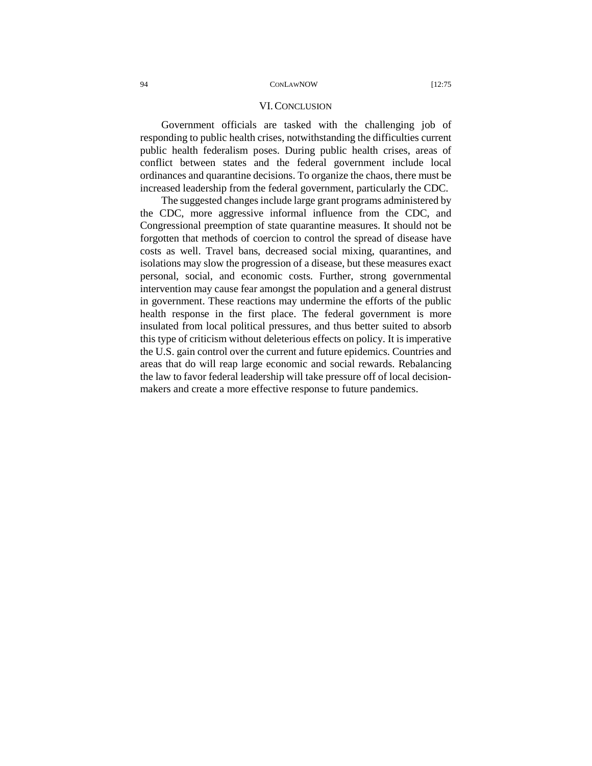## VI. Conclusion

Government officials are tasked with the challenging job of responding to public health crises, notwithstanding the difficulties current public health federalism poses. During public health crises, areas of conflict between states and the federal government include local ordinances and quarantine decisions. To organize the chaos, there must be increased leadership from the federal government, particularly the CDC.

The suggested changes include large grant programs administered by the CDC, more aggressive informal influence from the CDC, and Congressional preemption of state quarantine measures. It should not be forgotten that methods of coercion to control the spread of disease have costs as well. Travel bans, decreased social mixing, quarantines, and isolations may slow the progression of a disease, but these measures exact personal, social, and economic costs. Further, strong governmental intervention may cause fear amongst the population and a general distrust in government. These reactions may undermine the efforts of the public health response in the first place. The federal government is more insulated from local political pressures, and thus better suited to absorb this type of criticism without deleterious effects on policy. It is imperative the U.S. gain control over the current and future epidemics. Countries and areas that do will reap large economic and social rewards. Rebalancing the law to favor federal leadership will take pressure off of local decision-makers and create a more effective response to future pandemics.